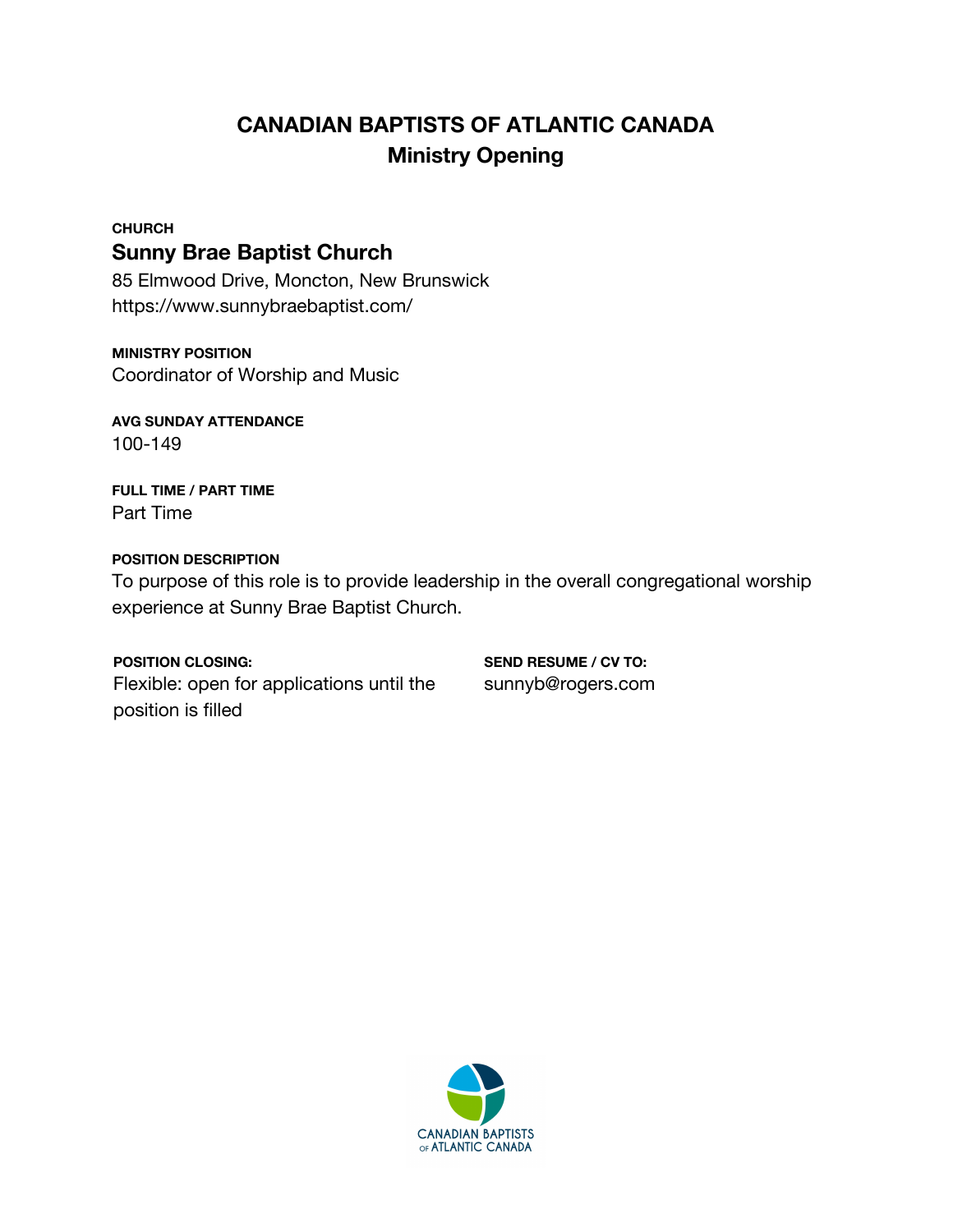# CANADIAN BAPTISTS OF ATLANTIC CANADA
## Ministry Opening

**CHURCH**

### Sunny Brae Baptist Church

85 Elmwood Drive, Moncton, New Brunswick
https://www.sunnybraebaptist.com/

**MINISTRY POSITION**

Coordinator of Worship and Music

**AVG SUNDAY ATTENDANCE**

100-149

**FULL TIME / PART TIME**

Part Time

**POSITION DESCRIPTION**

To purpose of this role is to provide leadership in the overall congregational worship experience at Sunny Brae Baptist Church.

**POSITION CLOSING:**

Flexible: open for applications until the position is filled

**SEND RESUME / CV TO:**

sunnyb@rogers.com

CANADIAN BAPTISTS OF ATLANTIC CANADA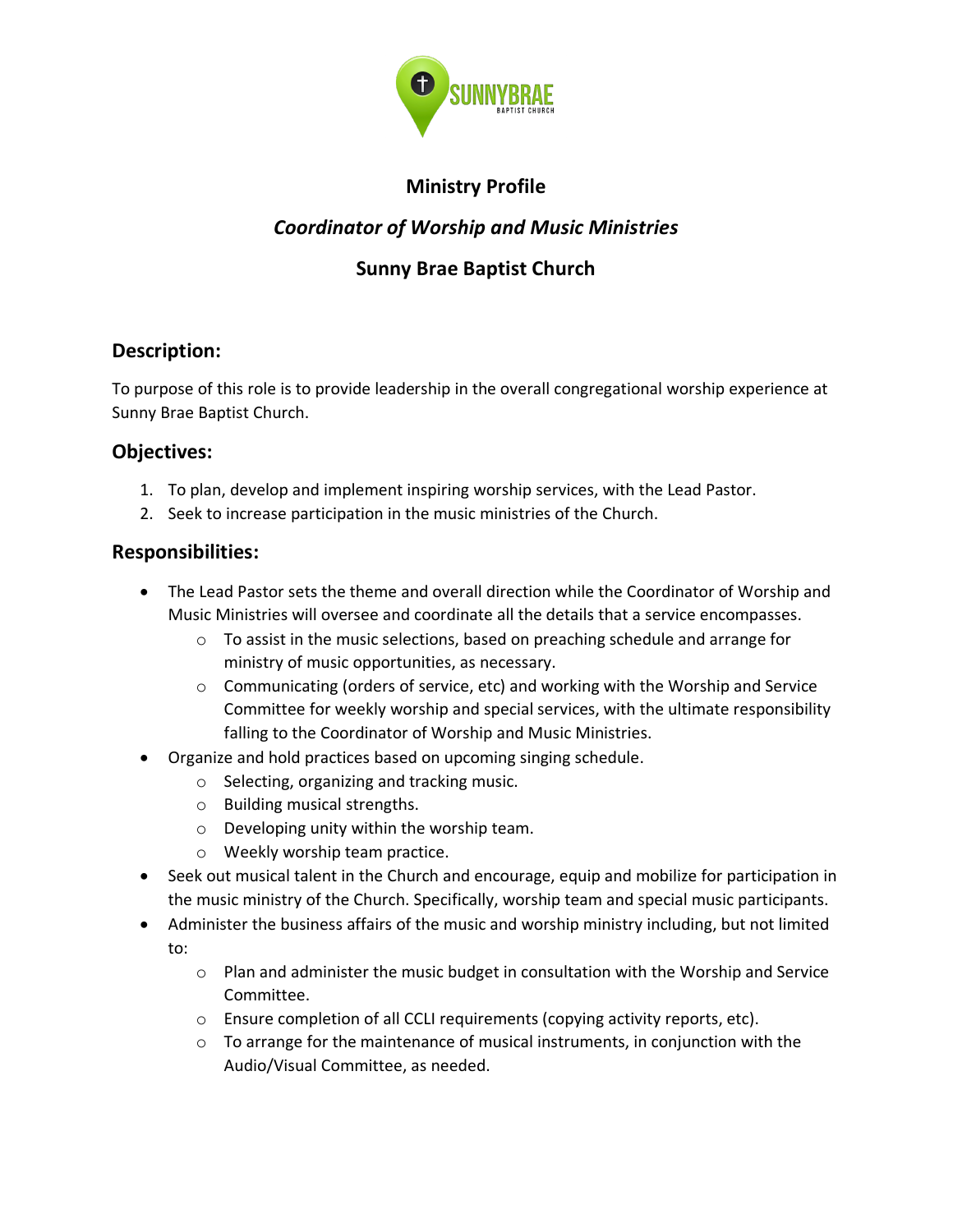# Ministry Profile

## *Coordinator of Worship and Music Ministries*

## Sunny Brae Baptist Church

### Description:

To purpose of this role is to provide leadership in the overall congregational worship experience at Sunny Brae Baptist Church.

### Objectives:

1. To plan, develop and implement inspiring worship services, with the Lead Pastor.
2. Seek to increase participation in the music ministries of the Church.

### Responsibilities:

- The Lead Pastor sets the theme and overall direction while the Coordinator of Worship and Music Ministries will oversee and coordinate all the details that a service encompasses.
  - To assist in the music selections, based on preaching schedule and arrange for ministry of music opportunities, as necessary.
  - Communicating (orders of service, etc) and working with the Worship and Service Committee for weekly worship and special services, with the ultimate responsibility falling to the Coordinator of Worship and Music Ministries.
- Organize and hold practices based on upcoming singing schedule.
  - Selecting, organizing and tracking music.
  - Building musical strengths.
  - Developing unity within the worship team.
  - Weekly worship team practice.
- Seek out musical talent in the Church and encourage, equip and mobilize for participation in the music ministry of the Church. Specifically, worship team and special music participants.
- Administer the business affairs of the music and worship ministry including, but not limited to:
  - Plan and administer the music budget in consultation with the Worship and Service Committee.
  - Ensure completion of all CCLI requirements (copying activity reports, etc).
  - To arrange for the maintenance of musical instruments, in conjunction with the Audio/Visual Committee, as needed.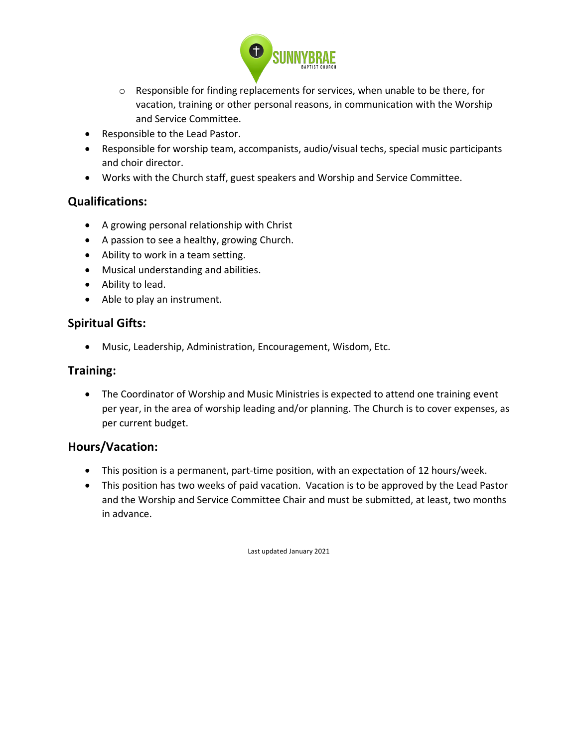- Responsible for finding replacements for services, when unable to be there, for vacation, training or other personal reasons, in communication with the Worship and Service Committee.
- Responsible to the Lead Pastor.
- Responsible for worship team, accompanists, audio/visual techs, special music participants and choir director.
- Works with the Church staff, guest speakers and Worship and Service Committee.

## Qualifications:

- A growing personal relationship with Christ
- A passion to see a healthy, growing Church.
- Ability to work in a team setting.
- Musical understanding and abilities.
- Ability to lead.
- Able to play an instrument.

## Spiritual Gifts:

- Music, Leadership, Administration, Encouragement, Wisdom, Etc.

## Training:

- The Coordinator of Worship and Music Ministries is expected to attend one training event per year, in the area of worship leading and/or planning. The Church is to cover expenses, as per current budget.

## Hours/Vacation:

- This position is a permanent, part-time position, with an expectation of 12 hours/week.
- This position has two weeks of paid vacation. Vacation is to be approved by the Lead Pastor and the Worship and Service Committee Chair and must be submitted, at least, two months in advance.

Last updated January 2021